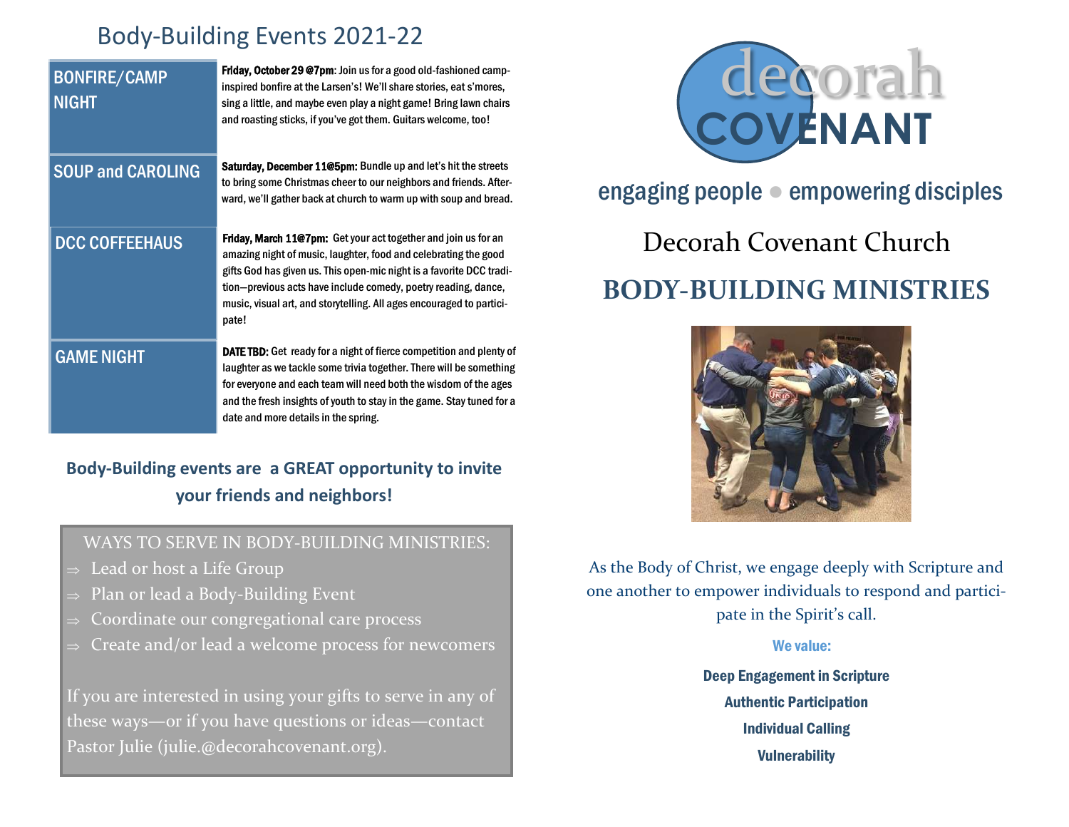## Body-Building Events 2021-22

| | |
|---|---|
| BONFIRE/CAMP NIGHT | **Friday, October 29 @7pm**: Join us for a good old-fashioned camp-inspired bonfire at the Larsen's! We'll share stories, eat s'mores, sing a little, and maybe even play a night game! Bring lawn chairs and roasting sticks, if you've got them. Guitars welcome, too! |
| SOUP and CAROLING | **Saturday, December 11@5pm:** Bundle up and let's hit the streets to bring some Christmas cheer to our neighbors and friends. Afterward, we'll gather back at church to warm up with soup and bread. |
| DCC COFFEEHAUS | **Friday, March 11@7pm:** Get your act together and join us for an amazing night of music, laughter, food and celebrating the good gifts God has given us. This open-mic night is a favorite DCC tradition—previous acts have include comedy, poetry reading, dance, music, visual art, and storytelling. All ages encouraged to participate! |
| GAME NIGHT | **DATE TBD:** Get ready for a night of fierce competition and plenty of laughter as we tackle some trivia together. There will be something for everyone and each team will need both the wisdom of the ages and the fresh insights of youth to stay in the game. Stay tuned for a date and more details in the spring. |

**Body-Building events are a GREAT opportunity to invite your friends and neighbors!**

WAYS TO SERVE IN BODY-BUILDING MINISTRIES:

- ⇒ Lead or host a Life Group
- ⇒ Plan or lead a Body-Building Event
- ⇒ Coordinate our congregational care process
- ⇒ Create and/or lead a welcome process for newcomers

If you are interested in using your gifts to serve in any of these ways—or if you have questions or ideas—contact Pastor Julie (julie.@decorahcovenant.org).

decorah COVENANT

engaging people ● empowering disciples

# Decorah Covenant Church

# BODY-BUILDING MINISTRIES

As the Body of Christ, we engage deeply with Scripture and one another to empower individuals to respond and participate in the Spirit's call.

**We value:**

**Deep Engagement in Scripture**

**Authentic Participation**

**Individual Calling**

**Vulnerability**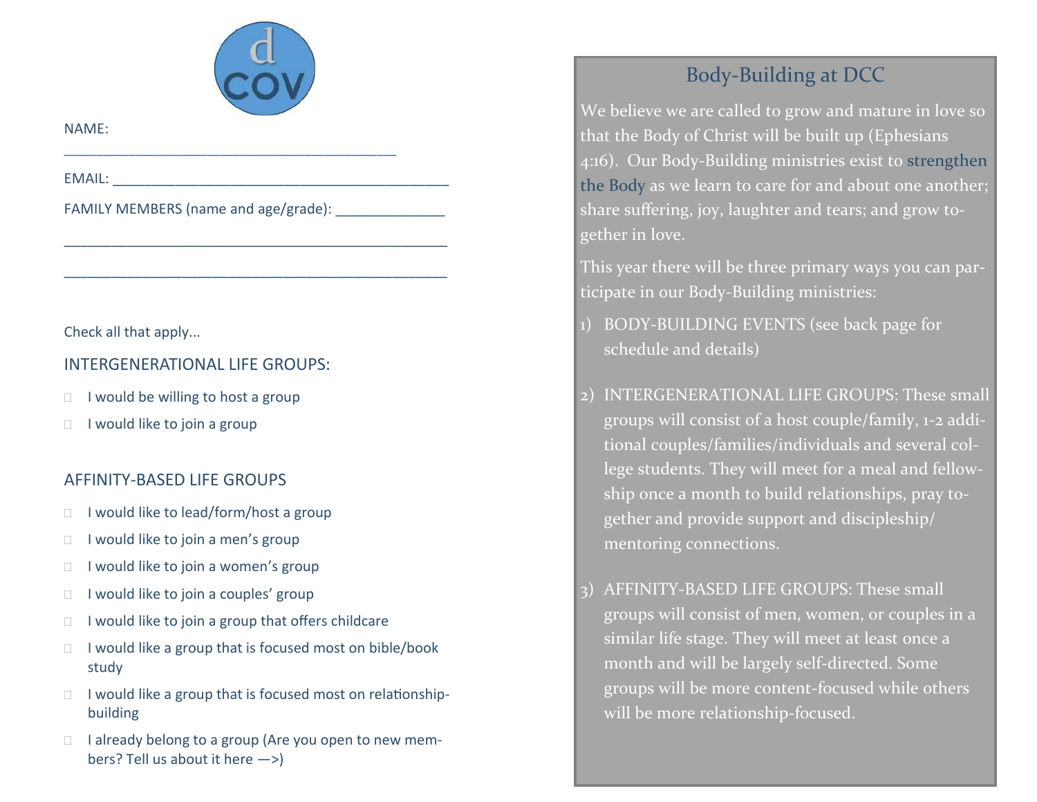d COV

NAME: ___________________________________________

EMAIL: ___________________________________________

FAMILY MEMBERS (name and age/grade): ______________

_________________________________________________

_________________________________________________

Check all that apply...

### INTERGENERATIONAL LIFE GROUPS:

- ☐ I would be willing to host a group
- ☐ I would like to join a group

### AFFINITY-BASED LIFE GROUPS

- ☐ I would like to lead/form/host a group
- ☐ I would like to join a men's group
- ☐ I would like to join a women's group
- ☐ I would like to join a couples' group
- ☐ I would like to join a group that offers childcare
- ☐ I would like a group that is focused most on bible/book study
- ☐ I would like a group that is focused most on relationship-building
- ☐ I already belong to a group (Are you open to new members? Tell us about it here —>)

## Body-Building at DCC

We believe we are called to grow and mature in love so that the Body of Christ will be built up (Ephesians 4:16). Our Body-Building ministries exist to strengthen the Body as we learn to care for and about one another; share suffering, joy, laughter and tears; and grow together in love.

This year there will be three primary ways you can participate in our Body-Building ministries:

1) BODY-BUILDING EVENTS (see back page for schedule and details)

2) INTERGENERATIONAL LIFE GROUPS: These small groups will consist of a host couple/family, 1-2 additional couples/families/individuals and several college students. They will meet for a meal and fellowship once a month to build relationships, pray together and provide support and discipleship/mentoring connections.

3) AFFINITY-BASED LIFE GROUPS: These small groups will consist of men, women, or couples in a similar life stage. They will meet at least once a month and will be largely self-directed. Some groups will be more content-focused while others will be more relationship-focused.